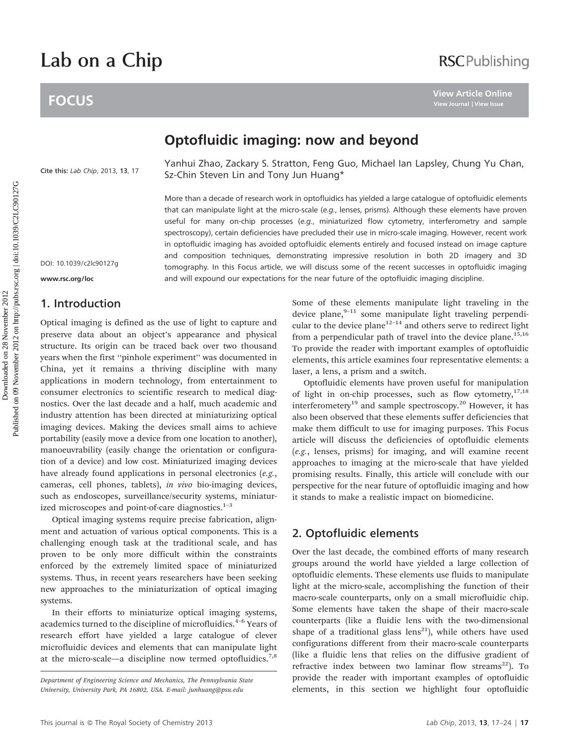# Optofluidic imaging: now and beyond

Yanhui Zhao, Zackary S. Stratton, Feng Guo, Michael Ian Lapsley, Chung Yu Chan, Sz-Chin Steven Lin and Tony Jun Huang*

Cite this: *Lab Chip*, 2013, **13**, 17

DOI: 10.1039/c2lc90127g

www.rsc.org/loc

More than a decade of research work in optofluidics has yielded a large catalogue of optofluidic elements that can manipulate light at the micro-scale (*e.g.*, lenses, prisms). Although these elements have proven useful for many on-chip processes (*e.g.*, miniaturized flow cytometry, interferometry and sample spectroscopy), certain deficiencies have precluded their use in micro-scale imaging. However, recent work in optofluidic imaging has avoided optofluidic elements entirely and focused instead on image capture and composition techniques, demonstrating impressive resolution in both 2D imagery and 3D tomography. In this Focus article, we will discuss some of the recent successes in optofluidic imaging and will expound our expectations for the near future of the optofluidic imaging discipline.

## 1. Introduction

Optical imaging is defined as the use of light to capture and preserve data about an object's appearance and physical structure. Its origin can be traced back over two thousand years when the first "pinhole experiment" was documented in China, yet it remains a thriving discipline with many applications in modern technology, from entertainment to consumer electronics to scientific research to medical diagnostics. Over the last decade and a half, much academic and industry attention has been directed at miniaturizing optical imaging devices. Making the devices small aims to achieve portability (easily move a device from one location to another), manoeuvrability (easily change the orientation or configuration of a device) and low cost. Miniaturized imaging devices have already found applications in personal electronics (*e.g.*, cameras, cell phones, tablets), *in vivo* bio-imaging devices, such as endoscopes, surveillance/security systems, miniaturized microscopes and point-of-care diagnostics.[1–3]

Optical imaging systems require precise fabrication, alignment and actuation of various optical components. This is a challenging enough task at the traditional scale, and has proven to be only more difficult within the constraints enforced by the extremely limited space of miniaturized systems. Thus, in recent years researchers have been seeking new approaches to the miniaturization of optical imaging systems.

In their efforts to miniaturize optical imaging systems, academics turned to the discipline of microfluidics.[4–6] Years of research effort have yielded a large catalogue of clever microfluidic devices and elements that can manipulate light at the micro-scale—a discipline now termed optofluidics.[7,8] Some of these elements manipulate light traveling in the device plane,[9–11] some manipulate light traveling perpendicular to the device plane[12–14] and others serve to redirect light from a perpendicular path of travel into the device plane.[15,16] To provide the reader with important examples of optofluidic elements, this article examines four representative elements: a laser, a lens, a prism and a switch.

Optofluidic elements have proven useful for manipulation of light in on-chip processes, such as flow cytometry,[17,18] interferometery[19] and sample spectroscopy.[20] However, it has also been observed that these elements suffer deficiencies that make them difficult to use for imaging purposes. This Focus article will discuss the deficiencies of optofluidic elements (*e.g.*, lenses, prisms) for imaging, and will examine recent approaches to imaging at the micro-scale that have yielded promising results. Finally, this article will conclude with our perspective for the near future of optofluidic imaging and how it stands to make a realistic impact on biomedicine.

## 2. Optofluidic elements

Over the last decade, the combined efforts of many research groups around the world have yielded a large collection of optofluidic elements. These elements use fluids to manipulate light at the micro-scale, accomplishing the function of their macro-scale counterparts, only on a small microfluidic chip. Some elements have taken the shape of their macro-scale counterparts (like a fluidic lens with the two-dimensional shape of a traditional glass lens[21]), while others have used configurations different from their macro-scale counterparts (like a fluidic lens that relies on the diffusive gradient of refractive index between two laminar flow streams[22]). To provide the reader with important examples of optofluidic elements, in this section we highlight four optofluidic

Department of Engineering Science and Mechanics, The Pennsylvania State University, University Park, PA 16802, USA. E-mail: junhuang@psu.edu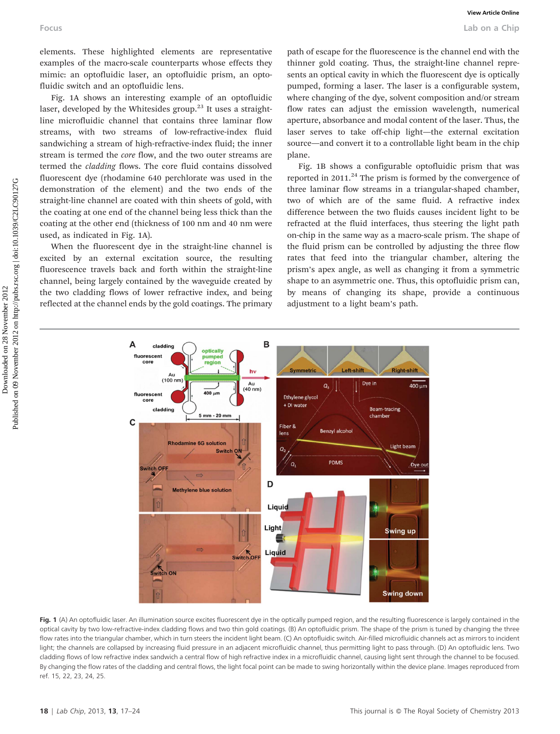elements. These highlighted elements are representative examples of the macro-scale counterparts whose effects they mimic: an optofluidic laser, an optofluidic prism, an optofluidic switch and an optofluidic lens.

Fig. 1A shows an interesting example of an optofluidic laser, developed by the Whitesides group.[23] It uses a straight-line microfluidic channel that contains three laminar flow streams, with two streams of low-refractive-index fluid sandwiching a stream of high-refractive-index fluid; the inner stream is termed the *core* flow, and the two outer streams are termed the *cladding* flows. The core fluid contains dissolved fluorescent dye (rhodamine 640 perchlorate was used in the demonstration of the element) and the two ends of the straight-line channel are coated with thin sheets of gold, with the coating at one end of the channel being less thick than the coating at the other end (thickness of 100 nm and 40 nm were used, as indicated in Fig. 1A).

When the fluorescent dye in the straight-line channel is excited by an external excitation source, the resulting fluorescence travels back and forth within the straight-line channel, being largely contained by the waveguide created by the two cladding flows of lower refractive index, and being reflected at the channel ends by the gold coatings. The primary path of escape for the fluorescence is the channel end with the thinner gold coating. Thus, the straight-line channel represents an optical cavity in which the fluorescent dye is optically pumped, forming a laser. The laser is a configurable system, where changing of the dye, solvent composition and/or stream flow rates can adjust the emission wavelength, numerical aperture, absorbance and modal content of the laser. Thus, the laser serves to take off-chip light—the external excitation source—and convert it to a controllable light beam in the chip plane.

Fig. 1B shows a configurable optofluidic prism that was reported in 2011.[24] The prism is formed by the convergence of three laminar flow streams in a triangular-shaped chamber, two of which are of the same fluid. A refractive index difference between the two fluids causes incident light to be refracted at the fluid interfaces, thus steering the light path on-chip in the same way as a macro-scale prism. The shape of the fluid prism can be controlled by adjusting the three flow rates that feed into the triangular chamber, altering the prism's apex angle, as well as changing it from a symmetric shape to an asymmetric one. Thus, this optofluidic prism can, by means of changing its shape, provide a continuous adjustment to a light beam's path.

**Fig. 1** (A) An optofluidic laser. An illumination source excites fluorescent dye in the optically pumped region, and the resulting fluorescence is largely contained in the optical cavity by two low-refractive-index cladding flows and two thin gold coatings. (B) An optofluidic prism. The shape of the prism is tuned by changing the three flow rates into the triangular chamber, which in turn steers the incident light beam. (C) An optofluidic switch. Air-filled microfluidic channels act as mirrors to incident light; the channels are collapsed by increasing fluid pressure in an adjacent microfluidic channel, thus permitting light to pass through. (D) An optofluidic lens. Two cladding flows of low refractive index sandwich a central flow of high refractive index in a microfluidic channel, causing light sent through the channel to be focused. By changing the flow rates of the cladding and central flows, the light focal point can be made to swing horizontally within the device plane. Images reproduced from ref. 15, 22, 23, 24, 25.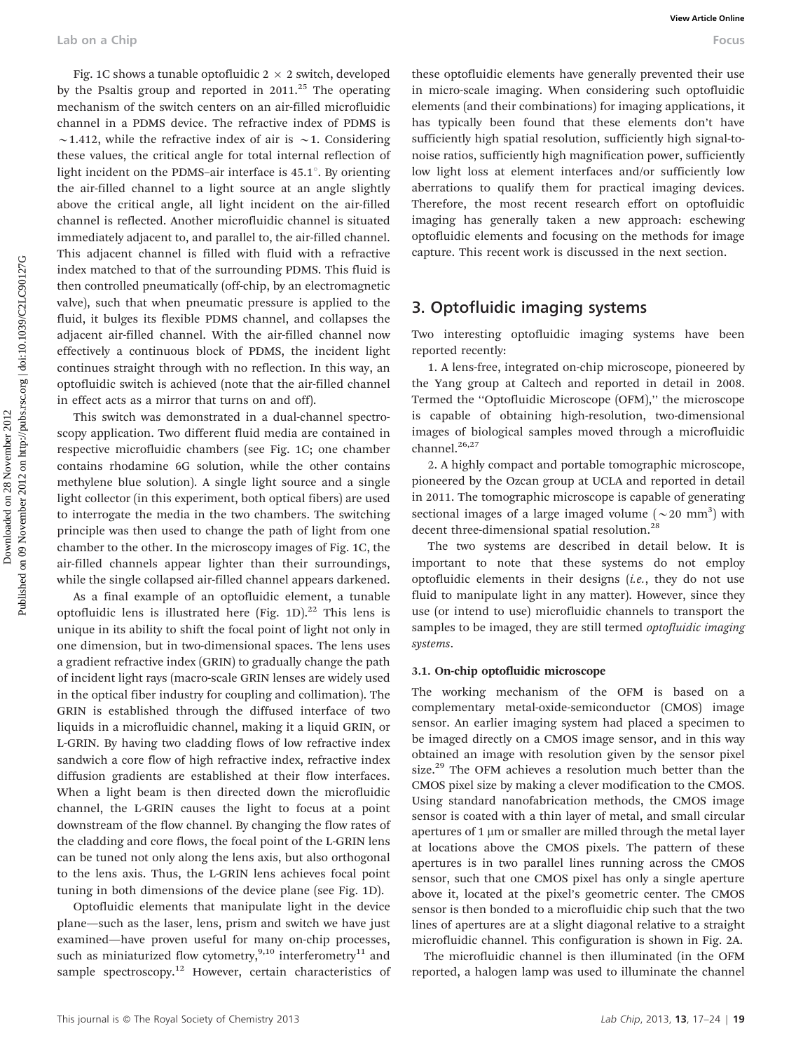Fig. 1C shows a tunable optofluidic 2 × 2 switch, developed by the Psaltis group and reported in 2011.[25] The operating mechanism of the switch centers on an air-filled microfluidic channel in a PDMS device. The refractive index of PDMS is ∼1.412, while the refractive index of air is ∼1. Considering these values, the critical angle for total internal reflection of light incident on the PDMS–air interface is 45.1°. By orienting the air-filled channel to a light source at an angle slightly above the critical angle, all light incident on the air-filled channel is reflected. Another microfluidic channel is situated immediately adjacent to, and parallel to, the air-filled channel. This adjacent channel is filled with fluid with a refractive index matched to that of the surrounding PDMS. This fluid is then controlled pneumatically (off-chip, by an electromagnetic valve), such that when pneumatic pressure is applied to the fluid, it bulges its flexible PDMS channel, and collapses the adjacent air-filled channel. With the air-filled channel now effectively a continuous block of PDMS, the incident light continues straight through with no reflection. In this way, an optofluidic switch is achieved (note that the air-filled channel in effect acts as a mirror that turns on and off).

This switch was demonstrated in a dual-channel spectroscopy application. Two different fluid media are contained in respective microfluidic chambers (see Fig. 1C; one chamber contains rhodamine 6G solution, while the other contains methylene blue solution). A single light source and a single light collector (in this experiment, both optical fibers) are used to interrogate the media in the two chambers. The switching principle was then used to change the path of light from one chamber to the other. In the microscopy images of Fig. 1C, the air-filled channels appear lighter than their surroundings, while the single collapsed air-filled channel appears darkened.

As a final example of an optofluidic element, a tunable optofluidic lens is illustrated here (Fig. 1D).[22] This lens is unique in its ability to shift the focal point of light not only in one dimension, but in two-dimensional spaces. The lens uses a gradient refractive index (GRIN) to gradually change the path of incident light rays (macro-scale GRIN lenses are widely used in the optical fiber industry for coupling and collimation). The GRIN is established through the diffused interface of two liquids in a microfluidic channel, making it a liquid GRIN, or L-GRIN. By having two cladding flows of low refractive index sandwich a core flow of high refractive index, refractive index diffusion gradients are established at their flow interfaces. When a light beam is then directed down the microfluidic channel, the L-GRIN causes the light to focus at a point downstream of the flow channel. By changing the flow rates of the cladding and core flows, the focal point of the L-GRIN lens can be tuned not only along the lens axis, but also orthogonal to the lens axis. Thus, the L-GRIN lens achieves focal point tuning in both dimensions of the device plane (see Fig. 1D).

Optofluidic elements that manipulate light in the device plane—such as the laser, lens, prism and switch we have just examined—have proven useful for many on-chip processes, such as miniaturized flow cytometry,[9,10] interferometry[11] and sample spectroscopy.[12] However, certain characteristics of these optofluidic elements have generally prevented their use in micro-scale imaging. When considering such optofluidic elements (and their combinations) for imaging applications, it has typically been found that these elements don't have sufficiently high spatial resolution, sufficiently high signal-to-noise ratios, sufficiently high magnification power, sufficiently low light loss at element interfaces and/or sufficiently low aberrations to qualify them for practical imaging devices. Therefore, the most recent research effort on optofluidic imaging has generally taken a new approach: eschewing optofluidic elements and focusing on the methods for image capture. This recent work is discussed in the next section.

## 3. Optofluidic imaging systems

Two interesting optofluidic imaging systems have been reported recently:

1. A lens-free, integrated on-chip microscope, pioneered by the Yang group at Caltech and reported in detail in 2008. Termed the "Optofluidic Microscope (OFM)," the microscope is capable of obtaining high-resolution, two-dimensional images of biological samples moved through a microfluidic channel.[26,27]

2. A highly compact and portable tomographic microscope, pioneered by the Ozcan group at UCLA and reported in detail in 2011. The tomographic microscope is capable of generating sectional images of a large imaged volume (∼20 mm$^3$) with decent three-dimensional spatial resolution.[28]

The two systems are described in detail below. It is important to note that these systems do not employ optofluidic elements in their designs (*i.e.*, they do not use fluid to manipulate light in any matter). However, since they use (or intend to use) microfluidic channels to transport the samples to be imaged, they are still termed *optofluidic imaging systems*.

### 3.1. On-chip optofluidic microscope

The working mechanism of the OFM is based on a complementary metal-oxide-semiconductor (CMOS) image sensor. An earlier imaging system had placed a specimen to be imaged directly on a CMOS image sensor, and in this way obtained an image with resolution given by the sensor pixel size.[29] The OFM achieves a resolution much better than the CMOS pixel size by making a clever modification to the CMOS. Using standard nanofabrication methods, the CMOS image sensor is coated with a thin layer of metal, and small circular apertures of 1 μm or smaller are milled through the metal layer at locations above the CMOS pixels. The pattern of these apertures is in two parallel lines running across the CMOS sensor, such that one CMOS pixel has only a single aperture above it, located at the pixel's geometric center. The CMOS sensor is then bonded to a microfluidic chip such that the two lines of apertures are at a slight diagonal relative to a straight microfluidic channel. This configuration is shown in Fig. 2A.

The microfluidic channel is then illuminated (in the OFM reported, a halogen lamp was used to illuminate the channel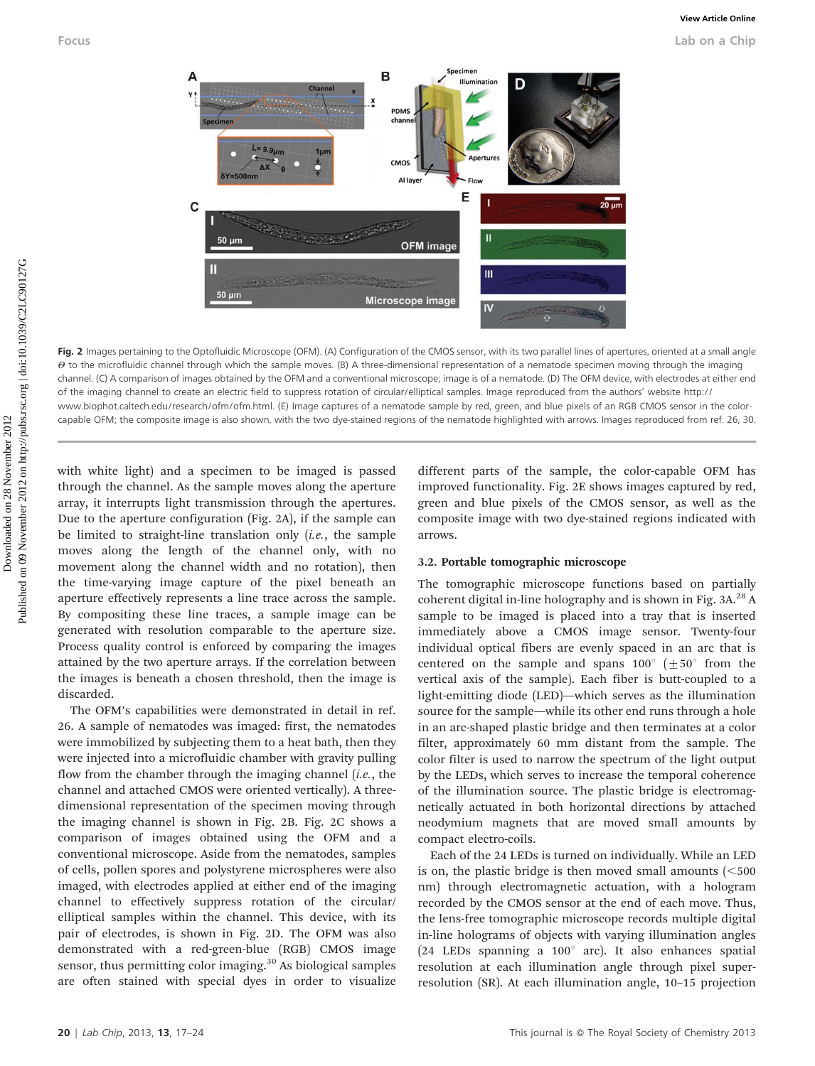Fig. 2 Images pertaining to the Optofluidic Microscope (OFM). (A) Configuration of the CMOS sensor, with its two parallel lines of apertures, oriented at a small angle $\theta$ to the microfluidic channel through which the sample moves. (B) A three-dimensional representation of a nematode specimen moving through the imaging channel. (C) A comparison of images obtained by the OFM and a conventional microscope; image is of a nematode. (D) The OFM device, with electrodes at either end of the imaging channel to create an electric field to suppress rotation of circular/elliptical samples. Image reproduced from the authors' website http://www.biophot.caltech.edu/research/ofm/ofm.html. (E) Image captures of a nematode sample by red, green, and blue pixels of an RGB CMOS sensor in the color-capable OFM; the composite image is also shown, with the two dye-stained regions of the nematode highlighted with arrows. Images reproduced from ref. 26, 30.

with white light) and a specimen to be imaged is passed through the channel. As the sample moves along the aperture array, it interrupts light transmission through the apertures. Due to the aperture configuration (Fig. 2A), if the sample can be limited to straight-line translation only (*i.e.*, the sample moves along the length of the channel only, with no movement along the channel width and no rotation), then the time-varying image capture of the pixel beneath an aperture effectively represents a line trace across the sample. By compositing these line traces, a sample image can be generated with resolution comparable to the aperture size. Process quality control is enforced by comparing the images attained by the two aperture arrays. If the correlation between the images is beneath a chosen threshold, then the image is discarded.

The OFM's capabilities were demonstrated in detail in ref. 26. A sample of nematodes was imaged: first, the nematodes were immobilized by subjecting them to a heat bath, then they were injected into a microfluidic chamber with gravity pulling flow from the chamber through the imaging channel (*i.e.*, the channel and attached CMOS were oriented vertically). A three-dimensional representation of the specimen moving through the imaging channel is shown in Fig. 2B. Fig. 2C shows a comparison of images obtained using the OFM and a conventional microscope. Aside from the nematodes, samples of cells, pollen spores and polystyrene microspheres were also imaged, with electrodes applied at either end of the imaging channel to effectively suppress rotation of the circular/elliptical samples within the channel. This device, with its pair of electrodes, is shown in Fig. 2D. The OFM was also demonstrated with a red-green-blue (RGB) CMOS image sensor, thus permitting color imaging.[30] As biological samples are often stained with special dyes in order to visualize different parts of the sample, the color-capable OFM has improved functionality. Fig. 2E shows images captured by red, green and blue pixels of the CMOS sensor, as well as the composite image with two dye-stained regions indicated with arrows.

### 3.2. Portable tomographic microscope

The tomographic microscope functions based on partially coherent digital in-line holography and is shown in Fig. 3A.[28] A sample to be imaged is placed into a tray that is inserted immediately above a CMOS image sensor. Twenty-four individual optical fibers are evenly spaced in an arc that is centered on the sample and spans 100° (±50° from the vertical axis of the sample). Each fiber is butt-coupled to a light-emitting diode (LED)—which serves as the illumination source for the sample—while its other end runs through a hole in an arc-shaped plastic bridge and then terminates at a color filter, approximately 60 mm distant from the sample. The color filter is used to narrow the spectrum of the light output by the LEDs, which serves to increase the temporal coherence of the illumination source. The plastic bridge is electromagnetically actuated in both horizontal directions by attached neodymium magnets that are moved small amounts by compact electro-coils.

Each of the 24 LEDs is turned on individually. While an LED is on, the plastic bridge is then moved small amounts (<500 nm) through electromagnetic actuation, with a hologram recorded by the CMOS sensor at the end of each move. Thus, the lens-free tomographic microscope records multiple digital in-line holograms of objects with varying illumination angles (24 LEDs spanning a 100° arc). It also enhances spatial resolution at each illumination angle through pixel super-resolution (SR). At each illumination angle, 10–15 projection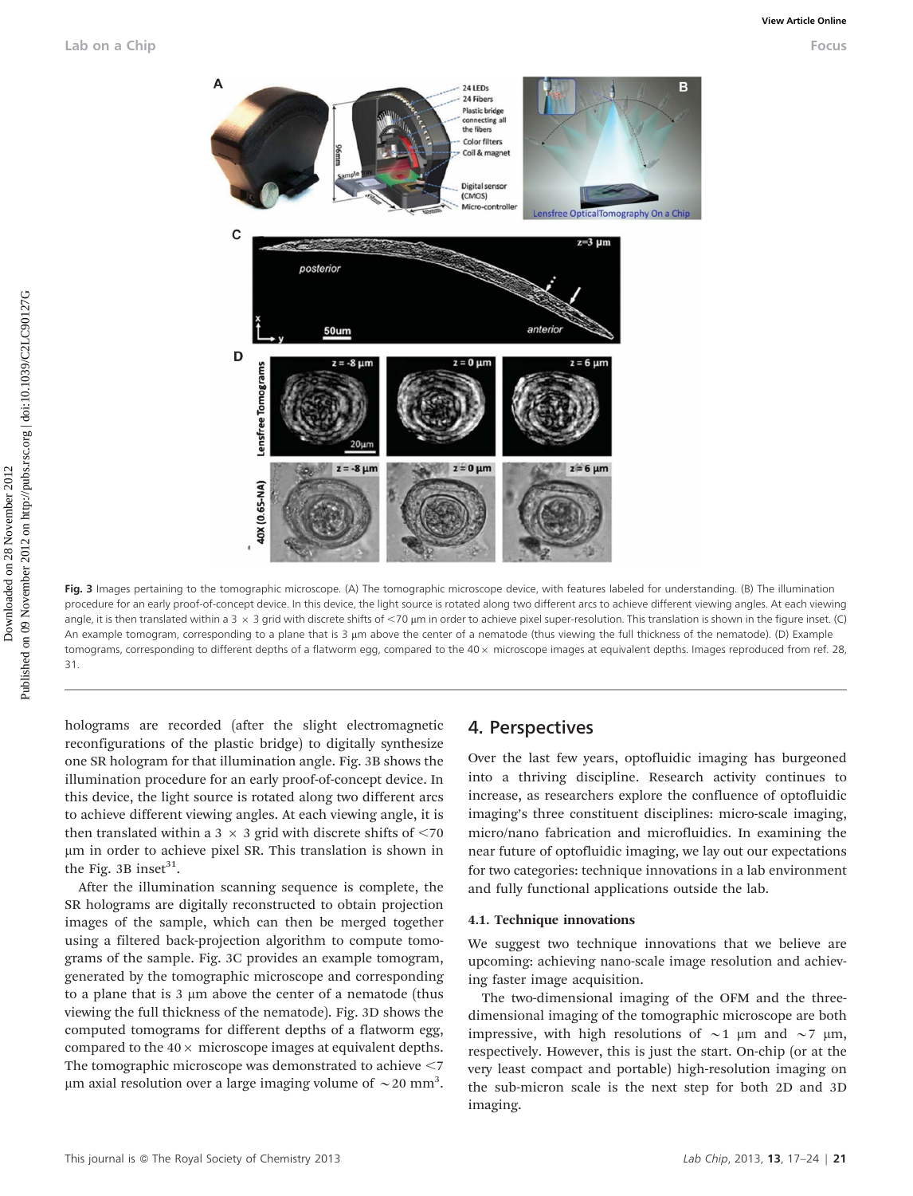Fig. 3 Images pertaining to the tomographic microscope. (A) The tomographic microscope device, with features labeled for understanding. (B) The illumination procedure for an early proof-of-concept device. In this device, the light source is rotated along two different arcs to achieve different viewing angles. At each viewing angle, it is then translated within a 3 × 3 grid with discrete shifts of <70 μm in order to achieve pixel super-resolution. This translation is shown in the figure inset. (C) An example tomogram, corresponding to a plane that is 3 μm above the center of a nematode (thus viewing the full thickness of the nematode). (D) Example tomograms, corresponding to different depths of a flatworm egg, compared to the 40× microscope images at equivalent depths. Images reproduced from ref. 28, 31.

holograms are recorded (after the slight electromagnetic reconfigurations of the plastic bridge) to digitally synthesize one SR hologram for that illumination angle. Fig. 3B shows the illumination procedure for an early proof-of-concept device. In this device, the light source is rotated along two different arcs to achieve different viewing angles. At each viewing angle, it is then translated within a 3 × 3 grid with discrete shifts of <70 μm in order to achieve pixel SR. This translation is shown in the Fig. 3B inset[31].

After the illumination scanning sequence is complete, the SR holograms are digitally reconstructed to obtain projection images of the sample, which can then be merged together using a filtered back-projection algorithm to compute tomograms of the sample. Fig. 3C provides an example tomogram, generated by the tomographic microscope and corresponding to a plane that is 3 μm above the center of a nematode (thus viewing the full thickness of the nematode). Fig. 3D shows the computed tomograms for different depths of a flatworm egg, compared to the 40× microscope images at equivalent depths. The tomographic microscope was demonstrated to achieve <7 μm axial resolution over a large imaging volume of ~20 mm$^3$.

## 4. Perspectives

Over the last few years, optofluidic imaging has burgeoned into a thriving discipline. Research activity continues to increase, as researchers explore the confluence of optofluidic imaging's three constituent disciplines: micro-scale imaging, micro/nano fabrication and microfluidics. In examining the near future of optofluidic imaging, we lay out our expectations for two categories: technique innovations in a lab environment and fully functional applications outside the lab.

### 4.1. Technique innovations

We suggest two technique innovations that we believe are upcoming: achieving nano-scale image resolution and achieving faster image acquisition.

The two-dimensional imaging of the OFM and the three-dimensional imaging of the tomographic microscope are both impressive, with high resolutions of ~1 μm and ~7 μm, respectively. However, this is just the start. On-chip (or at the very least compact and portable) high-resolution imaging on the sub-micron scale is the next step for both 2D and 3D imaging.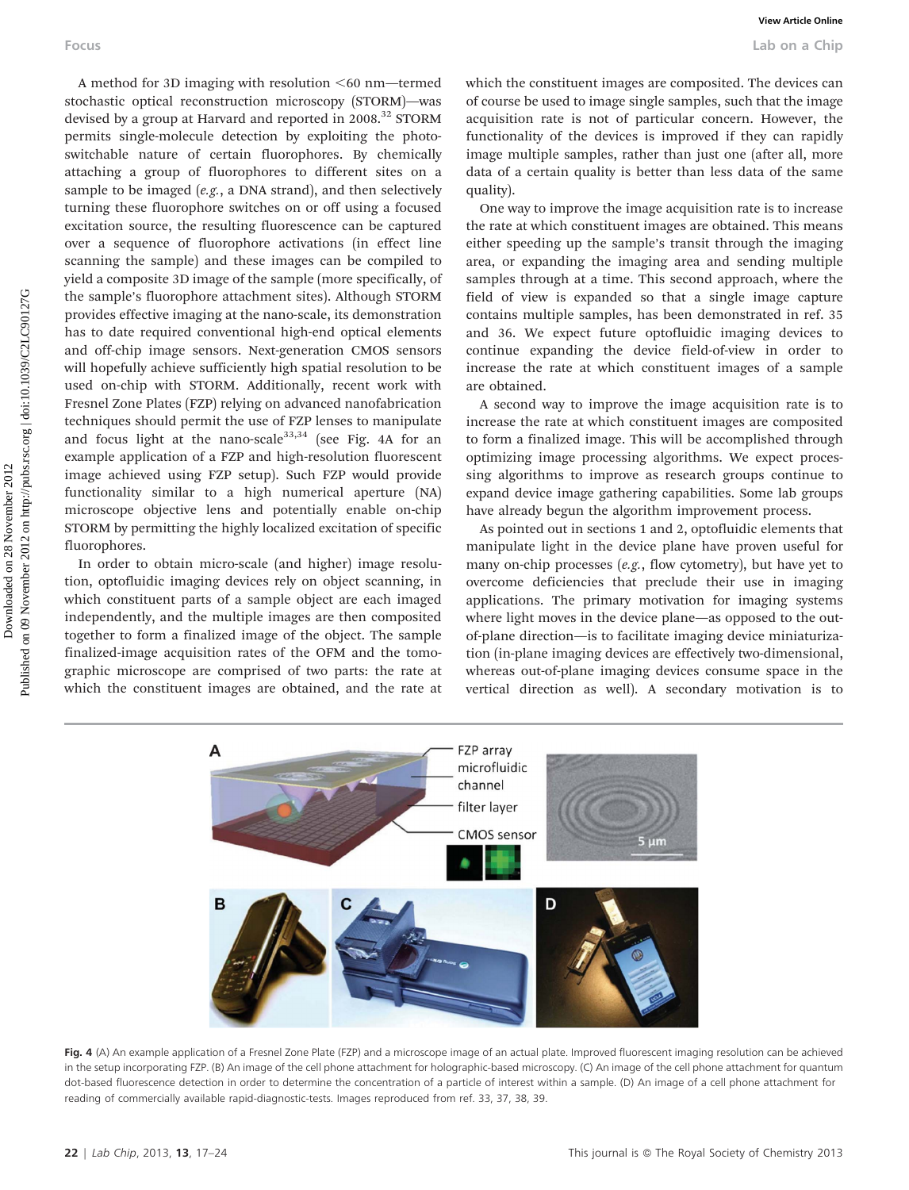A method for 3D imaging with resolution <60 nm—termed stochastic optical reconstruction microscopy (STORM)—was devised by a group at Harvard and reported in 2008.[32] STORM permits single-molecule detection by exploiting the photo-switchable nature of certain fluorophores. By chemically attaching a group of fluorophores to different sites on a sample to be imaged (*e.g.*, a DNA strand), and then selectively turning these fluorophore switches on or off using a focused excitation source, the resulting fluorescence can be captured over a sequence of fluorophore activations (in effect line scanning the sample) and these images can be compiled to yield a composite 3D image of the sample (more specifically, of the sample's fluorophore attachment sites). Although STORM provides effective imaging at the nano-scale, its demonstration has to date required conventional high-end optical elements and off-chip image sensors. Next-generation CMOS sensors will hopefully achieve sufficiently high spatial resolution to be used on-chip with STORM. Additionally, recent work with Fresnel Zone Plates (FZP) relying on advanced nanofabrication techniques should permit the use of FZP lenses to manipulate and focus light at the nano-scale[33,34] (see Fig. 4A for an example application of a FZP and high-resolution fluorescent image achieved using FZP setup). Such FZP would provide functionality similar to a high numerical aperture (NA) microscope objective lens and potentially enable on-chip STORM by permitting the highly localized excitation of specific fluorophores.

In order to obtain micro-scale (and higher) image resolution, optofluidic imaging devices rely on object scanning, in which constituent parts of a sample object are each imaged independently, and the multiple images are then composited together to form a finalized image of the object. The sample finalized-image acquisition rates of the OFM and the tomographic microscope are comprised of two parts: the rate at which the constituent images are obtained, and the rate at which the constituent images are composited. The devices can of course be used to image single samples, such that the image acquisition rate is not of particular concern. However, the functionality of the devices is improved if they can rapidly image multiple samples, rather than just one (after all, more data of a certain quality is better than less data of the same quality).

One way to improve the image acquisition rate is to increase the rate at which constituent images are obtained. This means either speeding up the sample's transit through the imaging area, or expanding the imaging area and sending multiple samples through at a time. This second approach, where the field of view is expanded so that a single image capture contains multiple samples, has been demonstrated in ref. 35 and 36. We expect future optofluidic imaging devices to continue expanding the device field-of-view in order to increase the rate at which constituent images of a sample are obtained.

A second way to improve the image acquisition rate is to increase the rate at which constituent images are composited to form a finalized image. This will be accomplished through optimizing image processing algorithms. We expect processing algorithms to improve as research groups continue to expand device image gathering capabilities. Some lab groups have already begun the algorithm improvement process.

As pointed out in sections 1 and 2, optofluidic elements that manipulate light in the device plane have proven useful for many on-chip processes (*e.g.*, flow cytometry), but have yet to overcome deficiencies that preclude their use in imaging applications. The primary motivation for imaging systems where light moves in the device plane—as opposed to the out-of-plane direction—is to facilitate imaging device miniaturization (in-plane imaging devices are effectively two-dimensional, whereas out-of-plane imaging devices consume space in the vertical direction as well). A secondary motivation is to

**Fig. 4** (A) An example application of a Fresnel Zone Plate (FZP) and a microscope image of an actual plate. Improved fluorescent imaging resolution can be achieved in the setup incorporating FZP. (B) An image of the cell phone attachment for holographic-based microscopy. (C) An image of the cell phone attachment for quantum dot-based fluorescence detection in order to determine the concentration of a particle of interest within a sample. (D) An image of a cell phone attachment for reading of commercially available rapid-diagnostic-tests. Images reproduced from ref. 33, 37, 38, 39.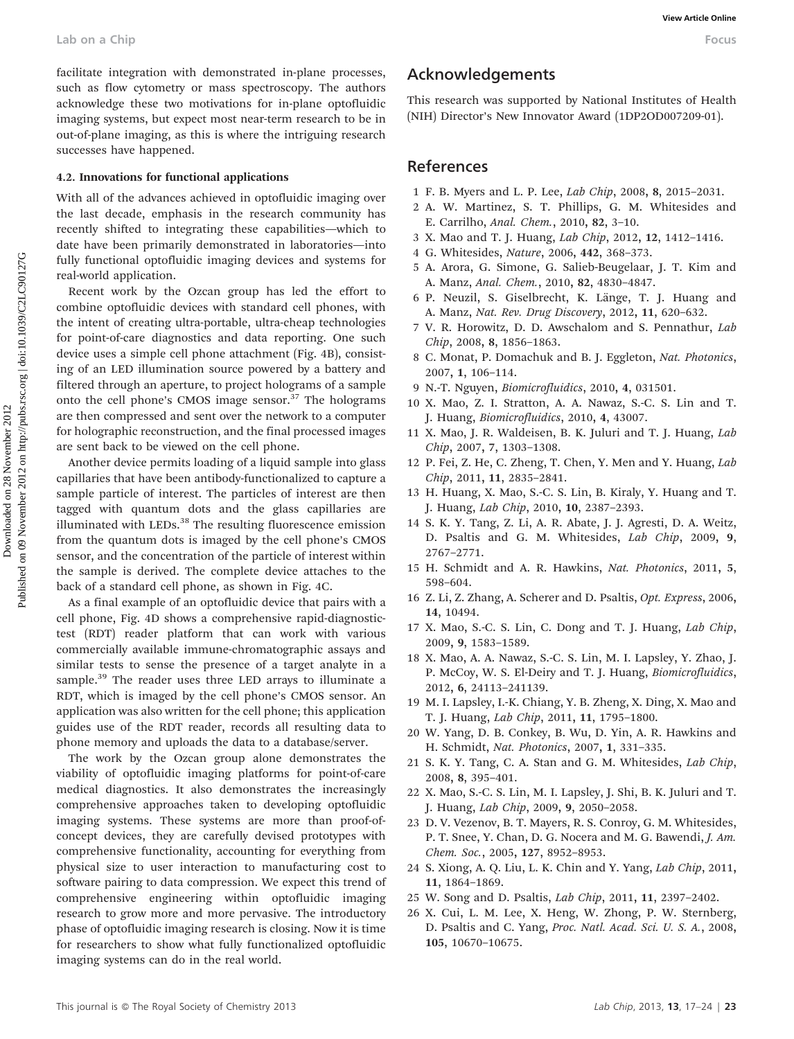facilitate integration with demonstrated in-plane processes, such as flow cytometry or mass spectroscopy. The authors acknowledge these two motivations for in-plane optofluidic imaging systems, but expect most near-term research to be in out-of-plane imaging, as this is where the intriguing research successes have happened.

### 4.2. Innovations for functional applications

With all of the advances achieved in optofluidic imaging over the last decade, emphasis in the research community has recently shifted to integrating these capabilities—which to date have been primarily demonstrated in laboratories—into fully functional optofluidic imaging devices and systems for real-world application.

Recent work by the Ozcan group has led the effort to combine optofluidic devices with standard cell phones, with the intent of creating ultra-portable, ultra-cheap technologies for point-of-care diagnostics and data reporting. One such device uses a simple cell phone attachment (Fig. 4B), consisting of an LED illumination source powered by a battery and filtered through an aperture, to project holograms of a sample onto the cell phone's CMOS image sensor.[37] The holograms are then compressed and sent over the network to a computer for holographic reconstruction, and the final processed images are sent back to be viewed on the cell phone.

Another device permits loading of a liquid sample into glass capillaries that have been antibody-functionalized to capture a sample particle of interest. The particles of interest are then tagged with quantum dots and the glass capillaries are illuminated with LEDs.[38] The resulting fluorescence emission from the quantum dots is imaged by the cell phone's CMOS sensor, and the concentration of the particle of interest within the sample is derived. The complete device attaches to the back of a standard cell phone, as shown in Fig. 4C.

As a final example of an optofluidic device that pairs with a cell phone, Fig. 4D shows a comprehensive rapid-diagnostic-test (RDT) reader platform that can work with various commercially available immune-chromatographic assays and similar tests to sense the presence of a target analyte in a sample.[39] The reader uses three LED arrays to illuminate a RDT, which is imaged by the cell phone's CMOS sensor. An application was also written for the cell phone; this application guides use of the RDT reader, records all resulting data to phone memory and uploads the data to a database/server.

The work by the Ozcan group alone demonstrates the viability of optofluidic imaging platforms for point-of-care medical diagnostics. It also demonstrates the increasingly comprehensive approaches taken to developing optofluidic imaging systems. These systems are more than proof-of-concept devices, they are carefully devised prototypes with comprehensive functionality, accounting for everything from physical size to user interaction to manufacturing cost to software pairing to data compression. We expect this trend of comprehensive engineering within optofluidic imaging research to grow more and more pervasive. The introductory phase of optofluidic imaging research is closing. Now it is time for researchers to show what fully functionalized optofluidic imaging systems can do in the real world.

## Acknowledgements

This research was supported by National Institutes of Health (NIH) Director's New Innovator Award (1DP2OD007209-01).

## References

1 F. B. Myers and L. P. Lee, *Lab Chip*, 2008, **8**, 2015–2031.
2 A. W. Martinez, S. T. Phillips, G. M. Whitesides and E. Carrilho, *Anal. Chem.*, 2010, **82**, 3–10.
3 X. Mao and T. J. Huang, *Lab Chip*, 2012, **12**, 1412–1416.
4 G. Whitesides, *Nature*, 2006, **442**, 368–373.
5 A. Arora, G. Simone, G. Salieb-Beugelaar, J. T. Kim and A. Manz, *Anal. Chem.*, 2010, **82**, 4830–4847.
6 P. Neuzil, S. Giselbrecht, K. Länge, T. J. Huang and A. Manz, *Nat. Rev. Drug Discovery*, 2012, **11**, 620–632.
7 V. R. Horowitz, D. D. Awschalom and S. Pennathur, *Lab Chip*, 2008, **8**, 1856–1863.
8 C. Monat, P. Domachuk and B. J. Eggleton, *Nat. Photonics*, 2007, **1**, 106–114.
9 N.-T. Nguyen, *Biomicrofluidics*, 2010, **4**, 031501.
10 X. Mao, Z. I. Stratton, A. A. Nawaz, S.-C. S. Lin and T. J. Huang, *Biomicrofluidics*, 2010, **4**, 43007.
11 X. Mao, J. R. Waldeisen, B. K. Juluri and T. J. Huang, *Lab Chip*, 2007, **7**, 1303–1308.
12 P. Fei, Z. He, C. Zheng, T. Chen, Y. Men and Y. Huang, *Lab Chip*, 2011, **11**, 2835–2841.
13 H. Huang, X. Mao, S.-C. S. Lin, B. Kiraly, Y. Huang and T. J. Huang, *Lab Chip*, 2010, **10**, 2387–2393.
14 S. K. Y. Tang, Z. Li, A. R. Abate, J. J. Agresti, D. A. Weitz, D. Psaltis and G. M. Whitesides, *Lab Chip*, 2009, **9**, 2767–2771.
15 H. Schmidt and A. R. Hawkins, *Nat. Photonics*, 2011, **5**, 598–604.
16 Z. Li, Z. Zhang, A. Scherer and D. Psaltis, *Opt. Express*, 2006, **14**, 10494.
17 X. Mao, S.-C. S. Lin, C. Dong and T. J. Huang, *Lab Chip*, 2009, **9**, 1583–1589.
18 X. Mao, A. A. Nawaz, S.-C. S. Lin, M. I. Lapsley, Y. Zhao, J. P. McCoy, W. S. El-Deiry and T. J. Huang, *Biomicrofluidics*, 2012, **6**, 24113–241139.
19 M. I. Lapsley, I.-K. Chiang, Y. B. Zheng, X. Ding, X. Mao and T. J. Huang, *Lab Chip*, 2011, **11**, 1795–1800.
20 W. Yang, D. B. Conkey, B. Wu, D. Yin, A. R. Hawkins and H. Schmidt, *Nat. Photonics*, 2007, **1**, 331–335.
21 S. K. Y. Tang, C. A. Stan and G. M. Whitesides, *Lab Chip*, 2008, **8**, 395–401.
22 X. Mao, S.-C. S. Lin, M. I. Lapsley, J. Shi, B. K. Juluri and T. J. Huang, *Lab Chip*, 2009, **9**, 2050–2058.
23 D. V. Vezenov, B. T. Mayers, R. S. Conroy, G. M. Whitesides, P. T. Snee, Y. Chan, D. G. Nocera and M. G. Bawendi, *J. Am. Chem. Soc.*, 2005, **127**, 8952–8953.
24 S. Xiong, A. Q. Liu, L. K. Chin and Y. Yang, *Lab Chip*, 2011, **11**, 1864–1869.
25 W. Song and D. Psaltis, *Lab Chip*, 2011, **11**, 2397–2402.
26 X. Cui, L. M. Lee, X. Heng, W. Zhong, P. W. Sternberg, D. Psaltis and C. Yang, *Proc. Natl. Acad. Sci. U. S. A.*, 2008, **105**, 10670–10675.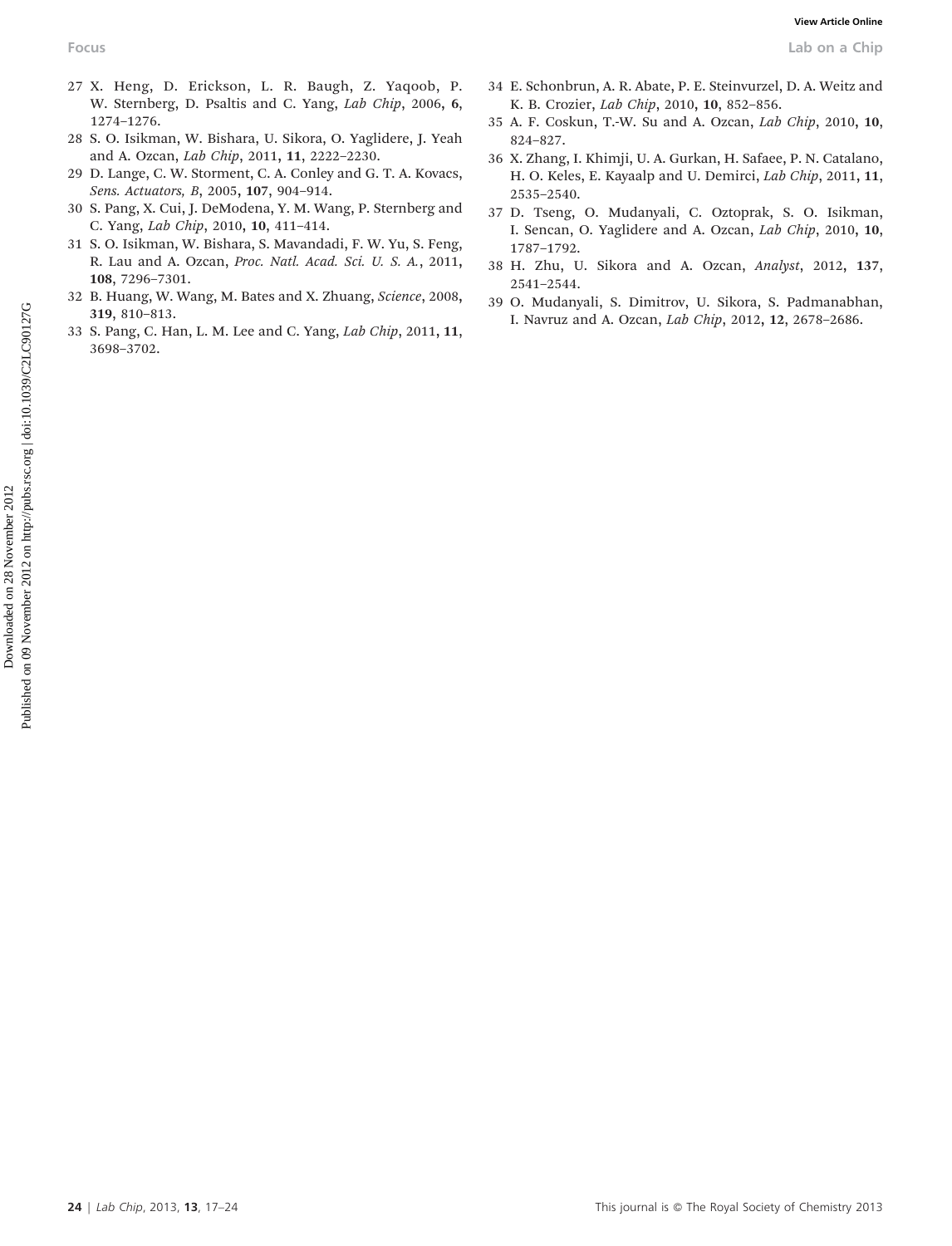27 X. Heng, D. Erickson, L. R. Baugh, Z. Yaqoob, P. W. Sternberg, D. Psaltis and C. Yang, *Lab Chip*, 2006, **6**, 1274–1276.

28 S. O. Isikman, W. Bishara, U. Sikora, O. Yaglidere, J. Yeah and A. Ozcan, *Lab Chip*, 2011, **11**, 2222–2230.

29 D. Lange, C. W. Storment, C. A. Conley and G. T. A. Kovacs, *Sens. Actuators, B*, 2005, **107**, 904–914.

30 S. Pang, X. Cui, J. DeModena, Y. M. Wang, P. Sternberg and C. Yang, *Lab Chip*, 2010, **10**, 411–414.

31 S. O. Isikman, W. Bishara, S. Mavandadi, F. W. Yu, S. Feng, R. Lau and A. Ozcan, *Proc. Natl. Acad. Sci. U. S. A.*, 2011, **108**, 7296–7301.

32 B. Huang, W. Wang, M. Bates and X. Zhuang, *Science*, 2008, **319**, 810–813.

33 S. Pang, C. Han, L. M. Lee and C. Yang, *Lab Chip*, 2011, **11**, 3698–3702.

34 E. Schonbrun, A. R. Abate, P. E. Steinvurzel, D. A. Weitz and K. B. Crozier, *Lab Chip*, 2010, **10**, 852–856.

35 A. F. Coskun, T.-W. Su and A. Ozcan, *Lab Chip*, 2010, **10**, 824–827.

36 X. Zhang, I. Khimji, U. A. Gurkan, H. Safaee, P. N. Catalano, H. O. Keles, E. Kayaalp and U. Demirci, *Lab Chip*, 2011, **11**, 2535–2540.

37 D. Tseng, O. Mudanyali, C. Oztoprak, S. O. Isikman, I. Sencan, O. Yaglidere and A. Ozcan, *Lab Chip*, 2010, **10**, 1787–1792.

38 H. Zhu, U. Sikora and A. Ozcan, *Analyst*, 2012, **137**, 2541–2544.

39 O. Mudanyali, S. Dimitrov, U. Sikora, S. Padmanabhan, I. Navruz and A. Ozcan, *Lab Chip*, 2012, **12**, 2678–2686.